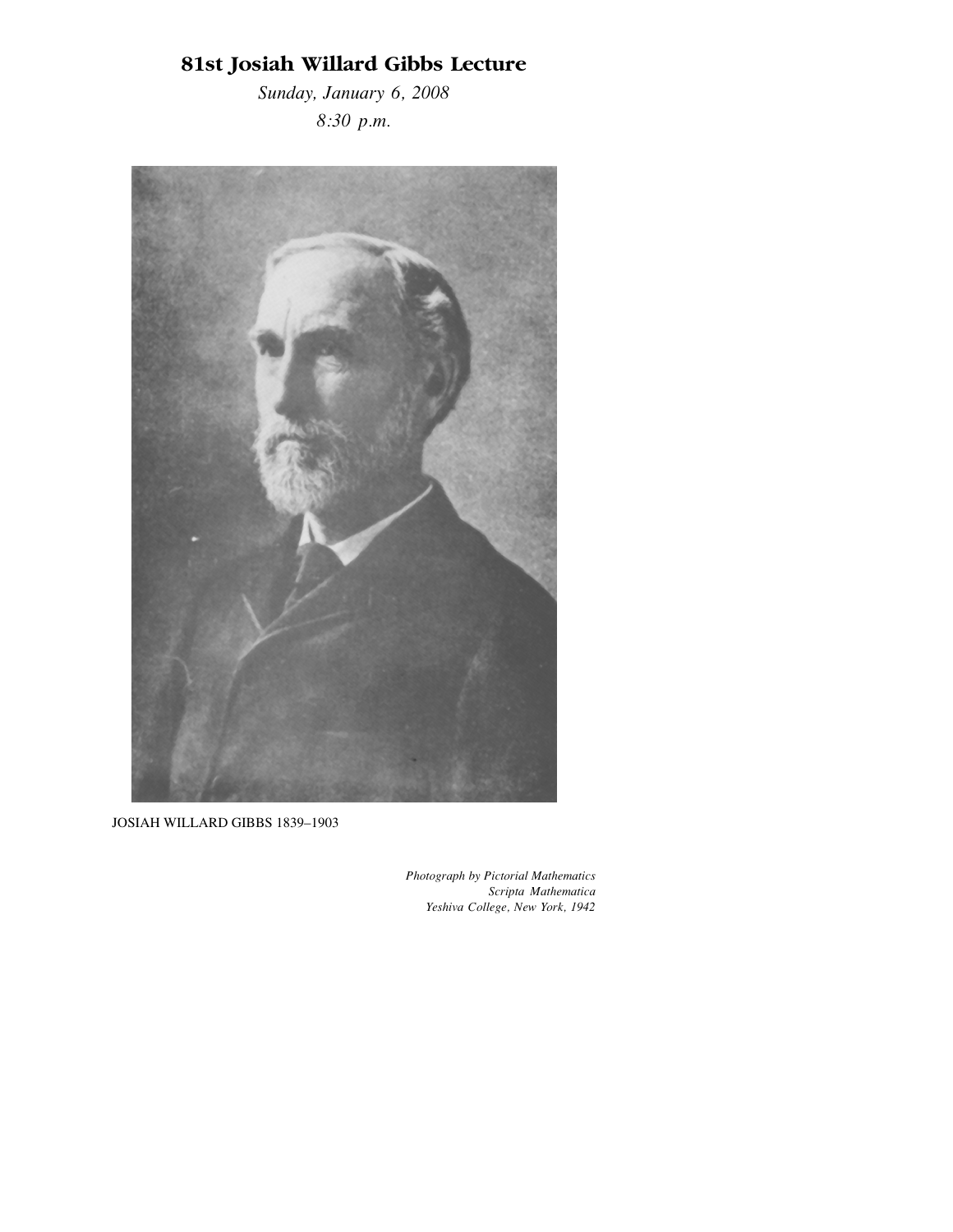# 81st Josiah Willard Gibbs Lecture

*Sunday, January 6, 2008*

*8:30 p.m.*

JOSIAH WILLARD GIBBS 1839–1903

*Photograph by Pictorial Mathematics*
*Scripta Mathematica*
*Yeshiva College, New York, 1942*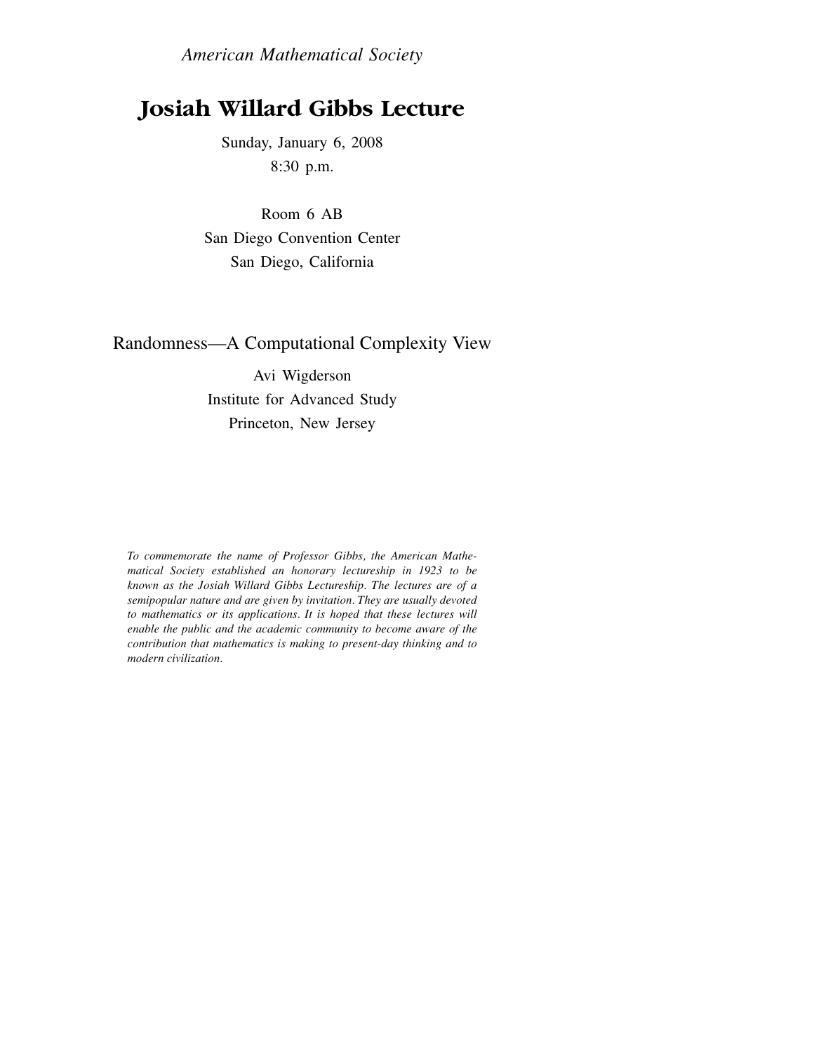*American Mathematical Society*

# Josiah Willard Gibbs Lecture

Sunday, January 6, 2008

8:30 p.m.

Room 6 AB

San Diego Convention Center

San Diego, California

## Randomness—A Computational Complexity View

Avi Wigderson

Institute for Advanced Study

Princeton, New Jersey

*To commemorate the name of Professor Gibbs, the American Mathematical Society established an honorary lectureship in 1923 to be known as the Josiah Willard Gibbs Lectureship. The lectures are of a semipopular nature and are given by invitation. They are usually devoted to mathematics or its applications. It is hoped that these lectures will enable the public and the academic community to become aware of the contribution that mathematics is making to present-day thinking and to modern civilization.*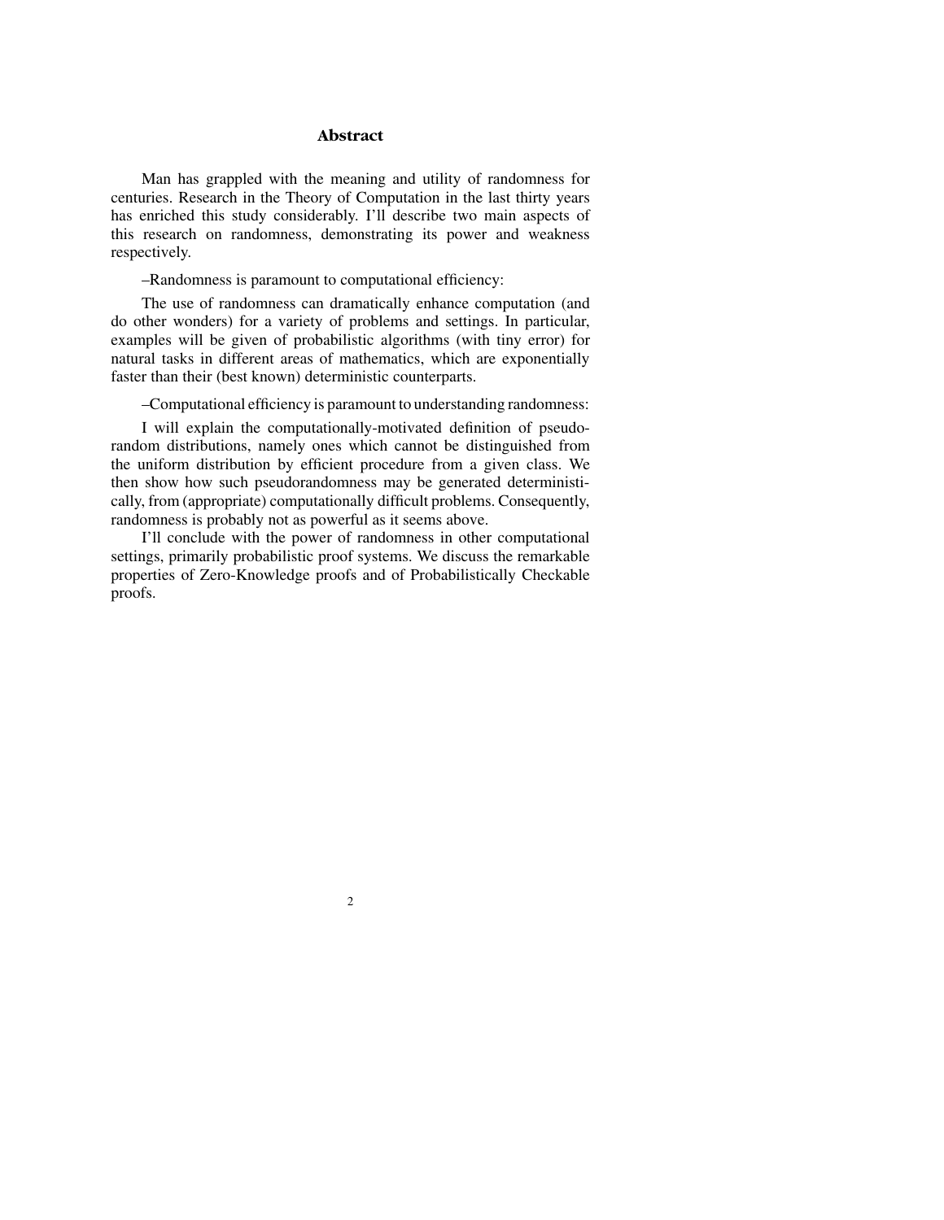# Abstract

Man has grappled with the meaning and utility of randomness for centuries. Research in the Theory of Computation in the last thirty years has enriched this study considerably. I'll describe two main aspects of this research on randomness, demonstrating its power and weakness respectively.

–Randomness is paramount to computational efficiency:

The use of randomness can dramatically enhance computation (and do other wonders) for a variety of problems and settings. In particular, examples will be given of probabilistic algorithms (with tiny error) for natural tasks in different areas of mathematics, which are exponentially faster than their (best known) deterministic counterparts.

–Computational efficiency is paramount to understanding randomness:

I will explain the computationally-motivated definition of pseudorandom distributions, namely ones which cannot be distinguished from the uniform distribution by efficient procedure from a given class. We then show how such pseudorandomness may be generated deterministically, from (appropriate) computationally difficult problems. Consequently, randomness is probably not as powerful as it seems above.

I'll conclude with the power of randomness in other computational settings, primarily probabilistic proof systems. We discuss the remarkable properties of Zero-Knowledge proofs and of Probabilistically Checkable proofs.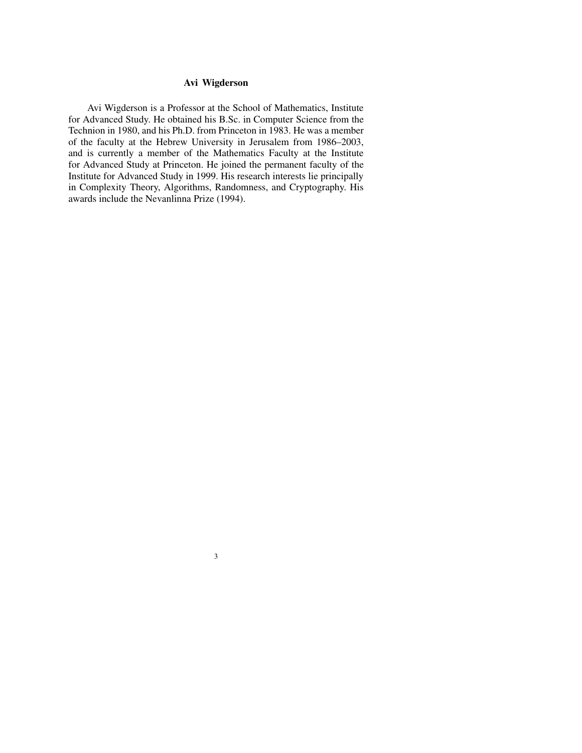## Avi Wigderson

Avi Wigderson is a Professor at the School of Mathematics, Institute for Advanced Study. He obtained his B.Sc. in Computer Science from the Technion in 1980, and his Ph.D. from Princeton in 1983. He was a member of the faculty at the Hebrew University in Jerusalem from 1986–2003, and is currently a member of the Mathematics Faculty at the Institute for Advanced Study at Princeton. He joined the permanent faculty of the Institute for Advanced Study in 1999. His research interests lie principally in Complexity Theory, Algorithms, Randomness, and Cryptography. His awards include the Nevanlinna Prize (1994).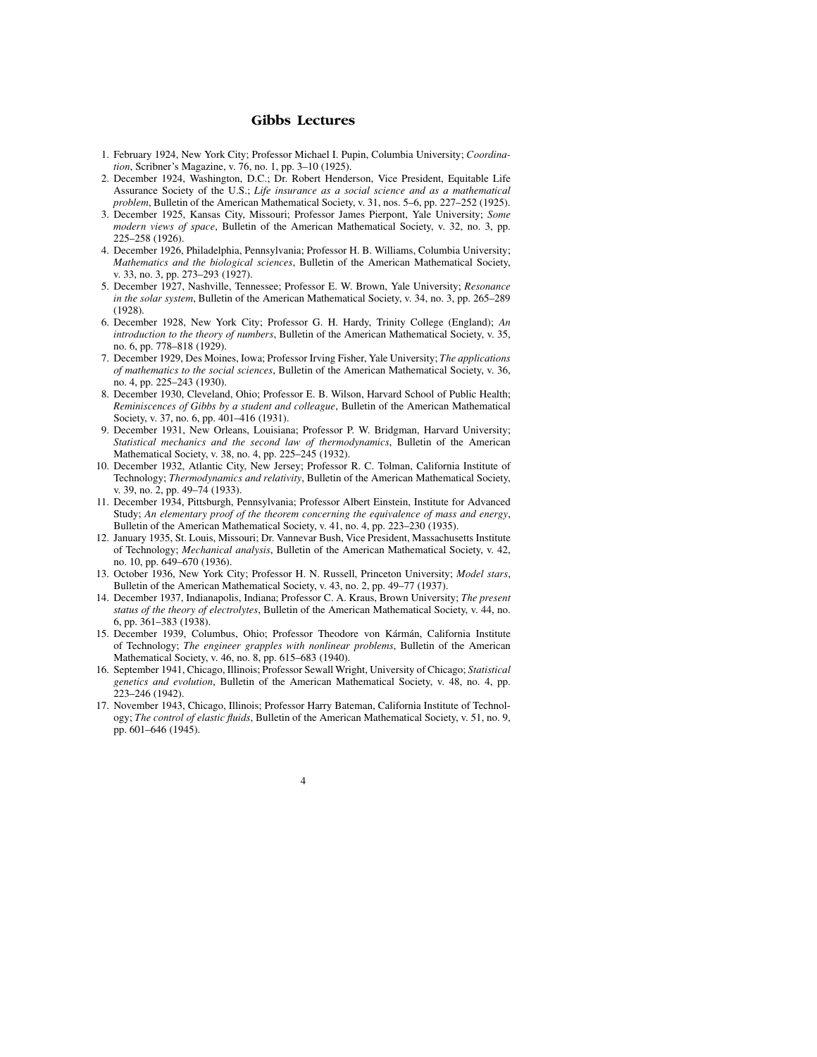## Gibbs Lectures

1. February 1924, New York City; Professor Michael I. Pupin, Columbia University; *Coordination*, Scribner's Magazine, v. 76, no. 1, pp. 3–10 (1925).
2. December 1924, Washington, D.C.; Dr. Robert Henderson, Vice President, Equitable Life Assurance Society of the U.S.; *Life insurance as a social science and as a mathematical problem*, Bulletin of the American Mathematical Society, v. 31, nos. 5–6, pp. 227–252 (1925).
3. December 1925, Kansas City, Missouri; Professor James Pierpont, Yale University; *Some modern views of space*, Bulletin of the American Mathematical Society, v. 32, no. 3, pp. 225–258 (1926).
4. December 1926, Philadelphia, Pennsylvania; Professor H. B. Williams, Columbia University; *Mathematics and the biological sciences*, Bulletin of the American Mathematical Society, v. 33, no. 3, pp. 273–293 (1927).
5. December 1927, Nashville, Tennessee; Professor E. W. Brown, Yale University; *Resonance in the solar system*, Bulletin of the American Mathematical Society, v. 34, no. 3, pp. 265–289 (1928).
6. December 1928, New York City; Professor G. H. Hardy, Trinity College (England); *An introduction to the theory of numbers*, Bulletin of the American Mathematical Society, v. 35, no. 6, pp. 778–818 (1929).
7. December 1929, Des Moines, Iowa; Professor Irving Fisher, Yale University; *The applications of mathematics to the social sciences*, Bulletin of the American Mathematical Society, v. 36, no. 4, pp. 225–243 (1930).
8. December 1930, Cleveland, Ohio; Professor E. B. Wilson, Harvard School of Public Health; *Reminiscences of Gibbs by a student and colleague*, Bulletin of the American Mathematical Society, v. 37, no. 6, pp. 401–416 (1931).
9. December 1931, New Orleans, Louisiana; Professor P. W. Bridgman, Harvard University; *Statistical mechanics and the second law of thermodynamics*, Bulletin of the American Mathematical Society, v. 38, no. 4, pp. 225–245 (1932).
10. December 1932, Atlantic City, New Jersey; Professor R. C. Tolman, California Institute of Technology; *Thermodynamics and relativity*, Bulletin of the American Mathematical Society, v. 39, no. 2, pp. 49–74 (1933).
11. December 1934, Pittsburgh, Pennsylvania; Professor Albert Einstein, Institute for Advanced Study; *An elementary proof of the theorem concerning the equivalence of mass and energy*, Bulletin of the American Mathematical Society, v. 41, no. 4, pp. 223–230 (1935).
12. January 1935, St. Louis, Missouri; Dr. Vannevar Bush, Vice President, Massachusetts Institute of Technology; *Mechanical analysis*, Bulletin of the American Mathematical Society, v. 42, no. 10, pp. 649–670 (1936).
13. October 1936, New York City; Professor H. N. Russell, Princeton University; *Model stars*, Bulletin of the American Mathematical Society, v. 43, no. 2, pp. 49–77 (1937).
14. December 1937, Indianapolis, Indiana; Professor C. A. Kraus, Brown University; *The present status of the theory of electrolytes*, Bulletin of the American Mathematical Society, v. 44, no. 6, pp. 361–383 (1938).
15. December 1939, Columbus, Ohio; Professor Theodore von Kármán, California Institute of Technology; *The engineer grapples with nonlinear problems*, Bulletin of the American Mathematical Society, v. 46, no. 8, pp. 615–683 (1940).
16. September 1941, Chicago, Illinois; Professor Sewall Wright, University of Chicago; *Statistical genetics and evolution*, Bulletin of the American Mathematical Society, v. 48, no. 4, pp. 223–246 (1942).
17. November 1943, Chicago, Illinois; Professor Harry Bateman, California Institute of Technology; *The control of elastic fluids*, Bulletin of the American Mathematical Society, v. 51, no. 9, pp. 601–646 (1945).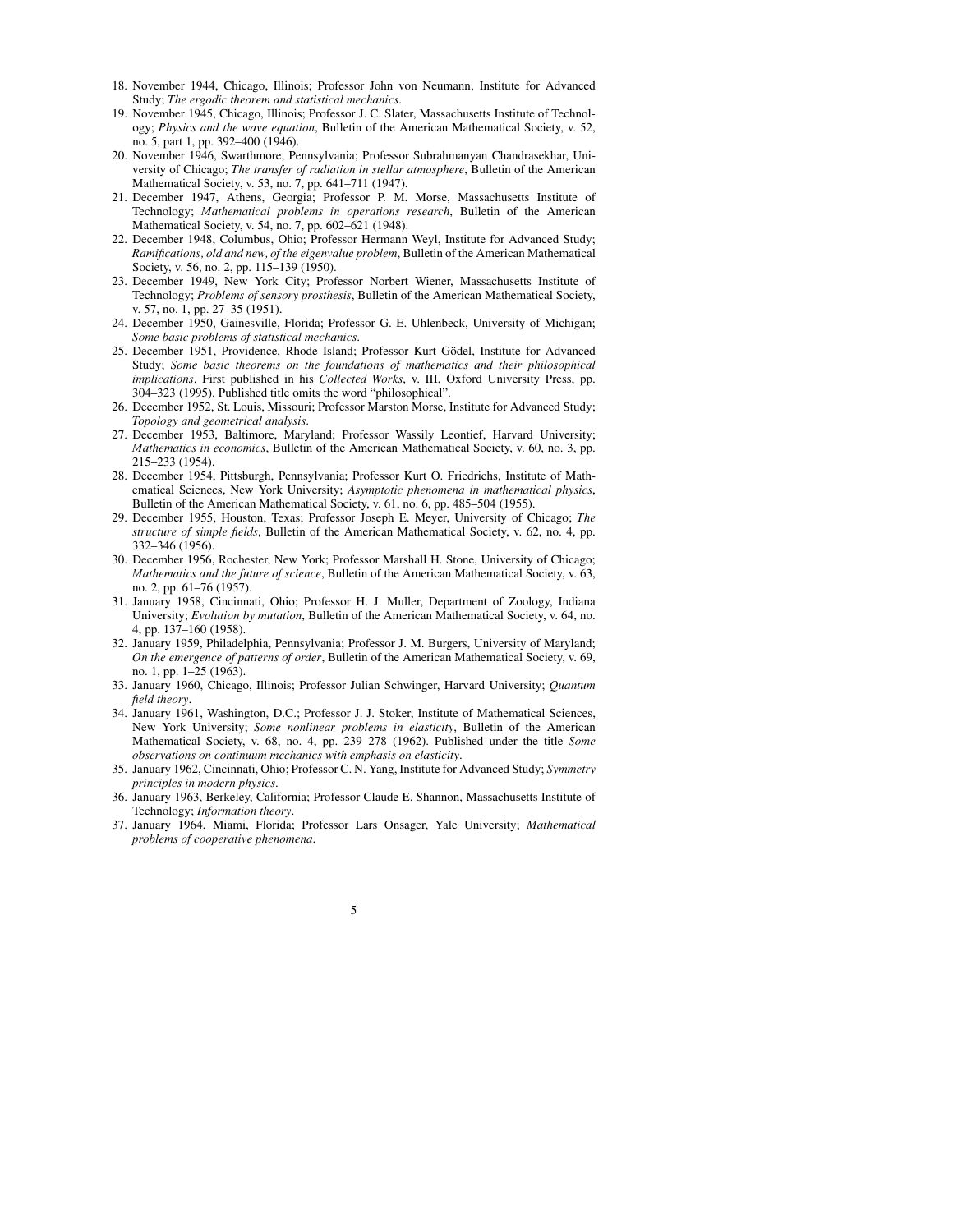18. November 1944, Chicago, Illinois; Professor John von Neumann, Institute for Advanced Study; *The ergodic theorem and statistical mechanics*.
19. November 1945, Chicago, Illinois; Professor J. C. Slater, Massachusetts Institute of Technology; *Physics and the wave equation*, Bulletin of the American Mathematical Society, v. 52, no. 5, part 1, pp. 392–400 (1946).
20. November 1946, Swarthmore, Pennsylvania; Professor Subrahmanyan Chandrasekhar, University of Chicago; *The transfer of radiation in stellar atmosphere*, Bulletin of the American Mathematical Society, v. 53, no. 7, pp. 641–711 (1947).
21. December 1947, Athens, Georgia; Professor P. M. Morse, Massachusetts Institute of Technology; *Mathematical problems in operations research*, Bulletin of the American Mathematical Society, v. 54, no. 7, pp. 602–621 (1948).
22. December 1948, Columbus, Ohio; Professor Hermann Weyl, Institute for Advanced Study; *Ramifications, old and new, of the eigenvalue problem*, Bulletin of the American Mathematical Society, v. 56, no. 2, pp. 115–139 (1950).
23. December 1949, New York City; Professor Norbert Wiener, Massachusetts Institute of Technology; *Problems of sensory prosthesis*, Bulletin of the American Mathematical Society, v. 57, no. 1, pp. 27–35 (1951).
24. December 1950, Gainesville, Florida; Professor G. E. Uhlenbeck, University of Michigan; *Some basic problems of statistical mechanics*.
25. December 1951, Providence, Rhode Island; Professor Kurt Gödel, Institute for Advanced Study; *Some basic theorems on the foundations of mathematics and their philosophical implications*. First published in his *Collected Works*, v. III, Oxford University Press, pp. 304–323 (1995). Published title omits the word "philosophical".
26. December 1952, St. Louis, Missouri; Professor Marston Morse, Institute for Advanced Study; *Topology and geometrical analysis*.
27. December 1953, Baltimore, Maryland; Professor Wassily Leontief, Harvard University; *Mathematics in economics*, Bulletin of the American Mathematical Society, v. 60, no. 3, pp. 215–233 (1954).
28. December 1954, Pittsburgh, Pennsylvania; Professor Kurt O. Friedrichs, Institute of Mathematical Sciences, New York University; *Asymptotic phenomena in mathematical physics*, Bulletin of the American Mathematical Society, v. 61, no. 6, pp. 485–504 (1955).
29. December 1955, Houston, Texas; Professor Joseph E. Meyer, University of Chicago; *The structure of simple fields*, Bulletin of the American Mathematical Society, v. 62, no. 4, pp. 332–346 (1956).
30. December 1956, Rochester, New York; Professor Marshall H. Stone, University of Chicago; *Mathematics and the future of science*, Bulletin of the American Mathematical Society, v. 63, no. 2, pp. 61–76 (1957).
31. January 1958, Cincinnati, Ohio; Professor H. J. Muller, Department of Zoology, Indiana University; *Evolution by mutation*, Bulletin of the American Mathematical Society, v. 64, no. 4, pp. 137–160 (1958).
32. January 1959, Philadelphia, Pennsylvania; Professor J. M. Burgers, University of Maryland; *On the emergence of patterns of order*, Bulletin of the American Mathematical Society, v. 69, no. 1, pp. 1–25 (1963).
33. January 1960, Chicago, Illinois; Professor Julian Schwinger, Harvard University; *Quantum field theory*.
34. January 1961, Washington, D.C.; Professor J. J. Stoker, Institute of Mathematical Sciences, New York University; *Some nonlinear problems in elasticity*, Bulletin of the American Mathematical Society, v. 68, no. 4, pp. 239–278 (1962). Published under the title *Some observations on continuum mechanics with emphasis on elasticity*.
35. January 1962, Cincinnati, Ohio; Professor C. N. Yang, Institute for Advanced Study; *Symmetry principles in modern physics*.
36. January 1963, Berkeley, California; Professor Claude E. Shannon, Massachusetts Institute of Technology; *Information theory*.
37. January 1964, Miami, Florida; Professor Lars Onsager, Yale University; *Mathematical problems of cooperative phenomena*.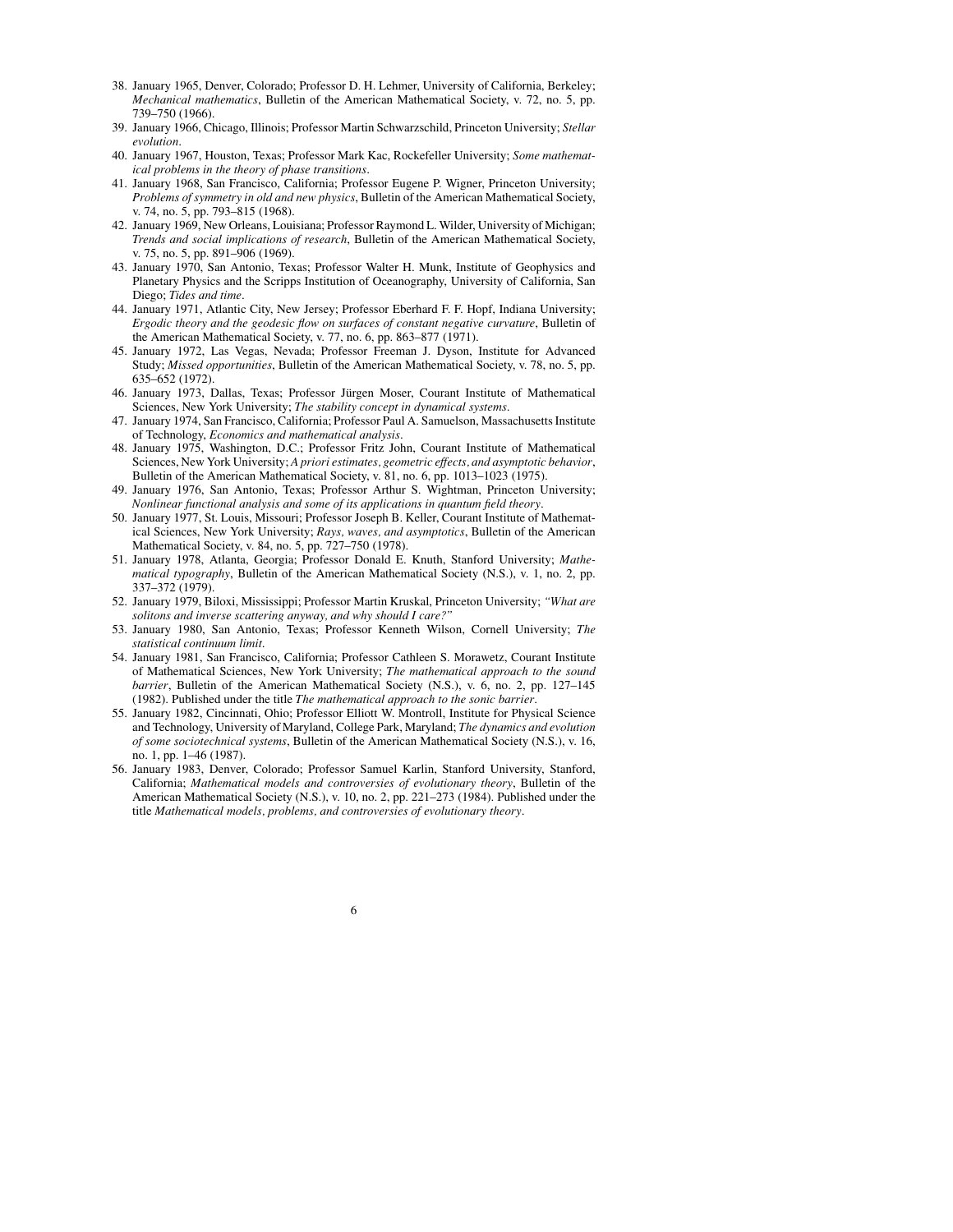38. January 1965, Denver, Colorado; Professor D. H. Lehmer, University of California, Berkeley; *Mechanical mathematics*, Bulletin of the American Mathematical Society, v. 72, no. 5, pp. 739–750 (1966).
39. January 1966, Chicago, Illinois; Professor Martin Schwarzschild, Princeton University; *Stellar evolution*.
40. January 1967, Houston, Texas; Professor Mark Kac, Rockefeller University; *Some mathematical problems in the theory of phase transitions*.
41. January 1968, San Francisco, California; Professor Eugene P. Wigner, Princeton University; *Problems of symmetry in old and new physics*, Bulletin of the American Mathematical Society, v. 74, no. 5, pp. 793–815 (1968).
42. January 1969, New Orleans, Louisiana; Professor Raymond L. Wilder, University of Michigan; *Trends and social implications of research*, Bulletin of the American Mathematical Society, v. 75, no. 5, pp. 891–906 (1969).
43. January 1970, San Antonio, Texas; Professor Walter H. Munk, Institute of Geophysics and Planetary Physics and the Scripps Institution of Oceanography, University of California, San Diego; *Tides and time*.
44. January 1971, Atlantic City, New Jersey; Professor Eberhard F. F. Hopf, Indiana University; *Ergodic theory and the geodesic flow on surfaces of constant negative curvature*, Bulletin of the American Mathematical Society, v. 77, no. 6, pp. 863–877 (1971).
45. January 1972, Las Vegas, Nevada; Professor Freeman J. Dyson, Institute for Advanced Study; *Missed opportunities*, Bulletin of the American Mathematical Society, v. 78, no. 5, pp. 635–652 (1972).
46. January 1973, Dallas, Texas; Professor Jürgen Moser, Courant Institute of Mathematical Sciences, New York University; *The stability concept in dynamical systems*.
47. January 1974, San Francisco, California; Professor Paul A. Samuelson, Massachusetts Institute of Technology, *Economics and mathematical analysis*.
48. January 1975, Washington, D.C.; Professor Fritz John, Courant Institute of Mathematical Sciences, New York University; *A priori estimates, geometric effects, and asymptotic behavior*, Bulletin of the American Mathematical Society, v. 81, no. 6, pp. 1013–1023 (1975).
49. January 1976, San Antonio, Texas; Professor Arthur S. Wightman, Princeton University; *Nonlinear functional analysis and some of its applications in quantum field theory*.
50. January 1977, St. Louis, Missouri; Professor Joseph B. Keller, Courant Institute of Mathematical Sciences, New York University; *Rays, waves, and asymptotics*, Bulletin of the American Mathematical Society, v. 84, no. 5, pp. 727–750 (1978).
51. January 1978, Atlanta, Georgia; Professor Donald E. Knuth, Stanford University; *Mathematical typography*, Bulletin of the American Mathematical Society (N.S.), v. 1, no. 2, pp. 337–372 (1979).
52. January 1979, Biloxi, Mississippi; Professor Martin Kruskal, Princeton University; *"What are solitons and inverse scattering anyway, and why should I care?"*
53. January 1980, San Antonio, Texas; Professor Kenneth Wilson, Cornell University; *The statistical continuum limit*.
54. January 1981, San Francisco, California; Professor Cathleen S. Morawetz, Courant Institute of Mathematical Sciences, New York University; *The mathematical approach to the sound barrier*, Bulletin of the American Mathematical Society (N.S.), v. 6, no. 2, pp. 127–145 (1982). Published under the title *The mathematical approach to the sonic barrier*.
55. January 1982, Cincinnati, Ohio; Professor Elliott W. Montroll, Institute for Physical Science and Technology, University of Maryland, College Park, Maryland; *The dynamics and evolution of some sociotechnical systems*, Bulletin of the American Mathematical Society (N.S.), v. 16, no. 1, pp. 1–46 (1987).
56. January 1983, Denver, Colorado; Professor Samuel Karlin, Stanford University, Stanford, California; *Mathematical models and controversies of evolutionary theory*, Bulletin of the American Mathematical Society (N.S.), v. 10, no. 2, pp. 221–273 (1984). Published under the title *Mathematical models, problems, and controversies of evolutionary theory*.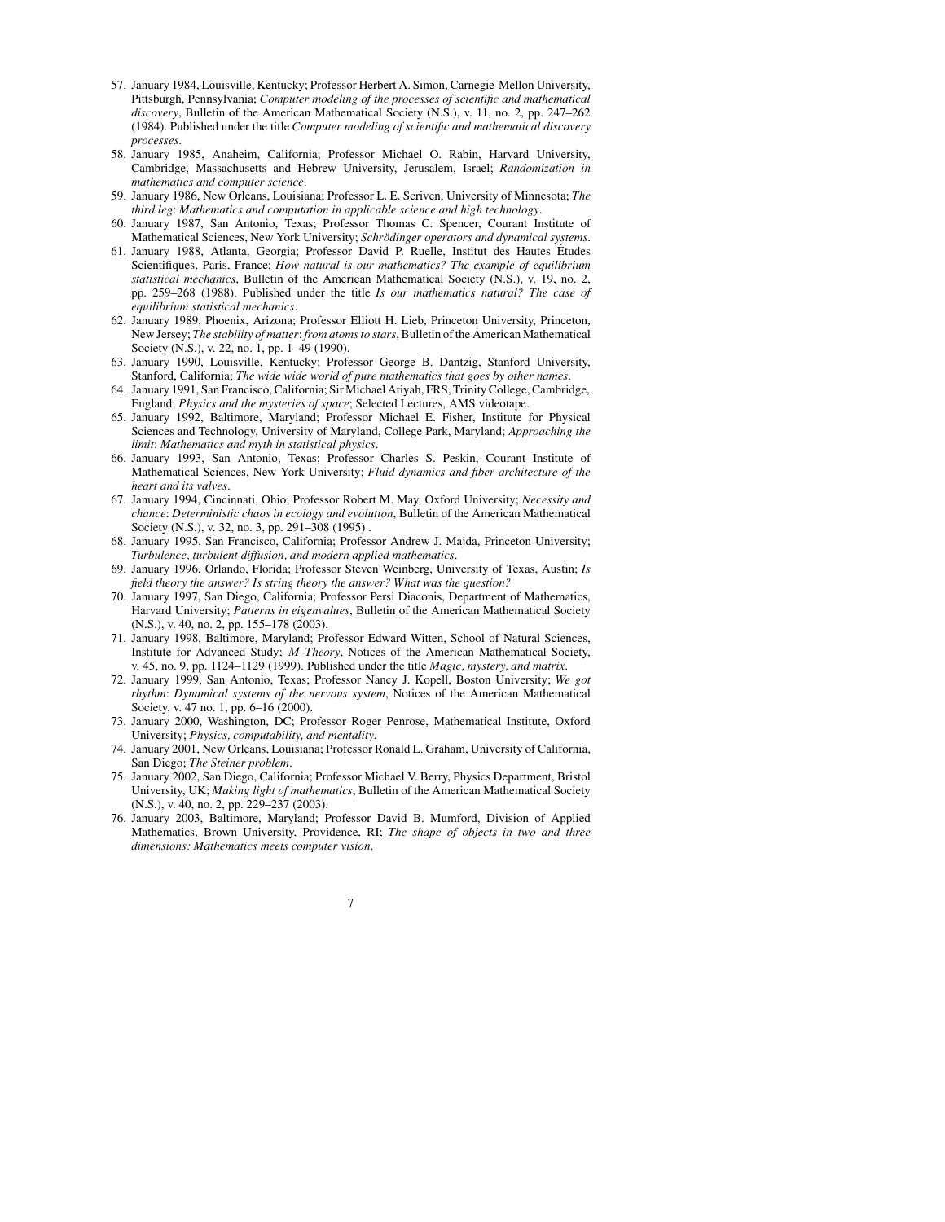57. January 1984, Louisville, Kentucky; Professor Herbert A. Simon, Carnegie-Mellon University, Pittsburgh, Pennsylvania; *Computer modeling of the processes of scientific and mathematical discovery*, Bulletin of the American Mathematical Society (N.S.), v. 11, no. 2, pp. 247–262 (1984). Published under the title *Computer modeling of scientific and mathematical discovery processes*.
58. January 1985, Anaheim, California; Professor Michael O. Rabin, Harvard University, Cambridge, Massachusetts and Hebrew University, Jerusalem, Israel; *Randomization in mathematics and computer science*.
59. January 1986, New Orleans, Louisiana; Professor L. E. Scriven, University of Minnesota; *The third leg*: *Mathematics and computation in applicable science and high technology*.
60. January 1987, San Antonio, Texas; Professor Thomas C. Spencer, Courant Institute of Mathematical Sciences, New York University; *Schrödinger operators and dynamical systems*.
61. January 1988, Atlanta, Georgia; Professor David P. Ruelle, Institut des Hautes Études Scientifiques, Paris, France; *How natural is our mathematics? The example of equilibrium statistical mechanics*, Bulletin of the American Mathematical Society (N.S.), v. 19, no. 2, pp. 259–268 (1988). Published under the title *Is our mathematics natural? The case of equilibrium statistical mechanics*.
62. January 1989, Phoenix, Arizona; Professor Elliott H. Lieb, Princeton University, Princeton, New Jersey; *The stability of matter*: *from atoms to stars*, Bulletin of the American Mathematical Society (N.S.), v. 22, no. 1, pp. 1–49 (1990).
63. January 1990, Louisville, Kentucky; Professor George B. Dantzig, Stanford University, Stanford, California; *The wide wide world of pure mathematics that goes by other names*.
64. January 1991, San Francisco, California; Sir Michael Atiyah, FRS, Trinity College, Cambridge, England; *Physics and the mysteries of space*; Selected Lectures, AMS videotape.
65. January 1992, Baltimore, Maryland; Professor Michael E. Fisher, Institute for Physical Sciences and Technology, University of Maryland, College Park, Maryland; *Approaching the limit*: *Mathematics and myth in statistical physics*.
66. January 1993, San Antonio, Texas; Professor Charles S. Peskin, Courant Institute of Mathematical Sciences, New York University; *Fluid dynamics and fiber architecture of the heart and its valves*.
67. January 1994, Cincinnati, Ohio; Professor Robert M. May, Oxford University; *Necessity and chance*: *Deterministic chaos in ecology and evolution*, Bulletin of the American Mathematical Society (N.S.), v. 32, no. 3, pp. 291–308 (1995) .
68. January 1995, San Francisco, California; Professor Andrew J. Majda, Princeton University; *Turbulence, turbulent diffusion, and modern applied mathematics*.
69. January 1996, Orlando, Florida; Professor Steven Weinberg, University of Texas, Austin; *Is field theory the answer? Is string theory the answer? What was the question?*
70. January 1997, San Diego, California; Professor Persi Diaconis, Department of Mathematics, Harvard University; *Patterns in eigenvalues*, Bulletin of the American Mathematical Society (N.S.), v. 40, no. 2, pp. 155–178 (2003).
71. January 1998, Baltimore, Maryland; Professor Edward Witten, School of Natural Sciences, Institute for Advanced Study; *M-Theory*, Notices of the American Mathematical Society, v. 45, no. 9, pp. 1124–1129 (1999). Published under the title *Magic, mystery, and matrix*.
72. January 1999, San Antonio, Texas; Professor Nancy J. Kopell, Boston University; *We got rhythm*: *Dynamical systems of the nervous system*, Notices of the American Mathematical Society, v. 47 no. 1, pp. 6–16 (2000).
73. January 2000, Washington, DC; Professor Roger Penrose, Mathematical Institute, Oxford University; *Physics, computability, and mentality*.
74. January 2001, New Orleans, Louisiana; Professor Ronald L. Graham, University of California, San Diego; *The Steiner problem*.
75. January 2002, San Diego, California; Professor Michael V. Berry, Physics Department, Bristol University, UK; *Making light of mathematics*, Bulletin of the American Mathematical Society (N.S.), v. 40, no. 2, pp. 229–237 (2003).
76. January 2003, Baltimore, Maryland; Professor David B. Mumford, Division of Applied Mathematics, Brown University, Providence, RI; *The shape of objects in two and three dimensions: Mathematics meets computer vision*.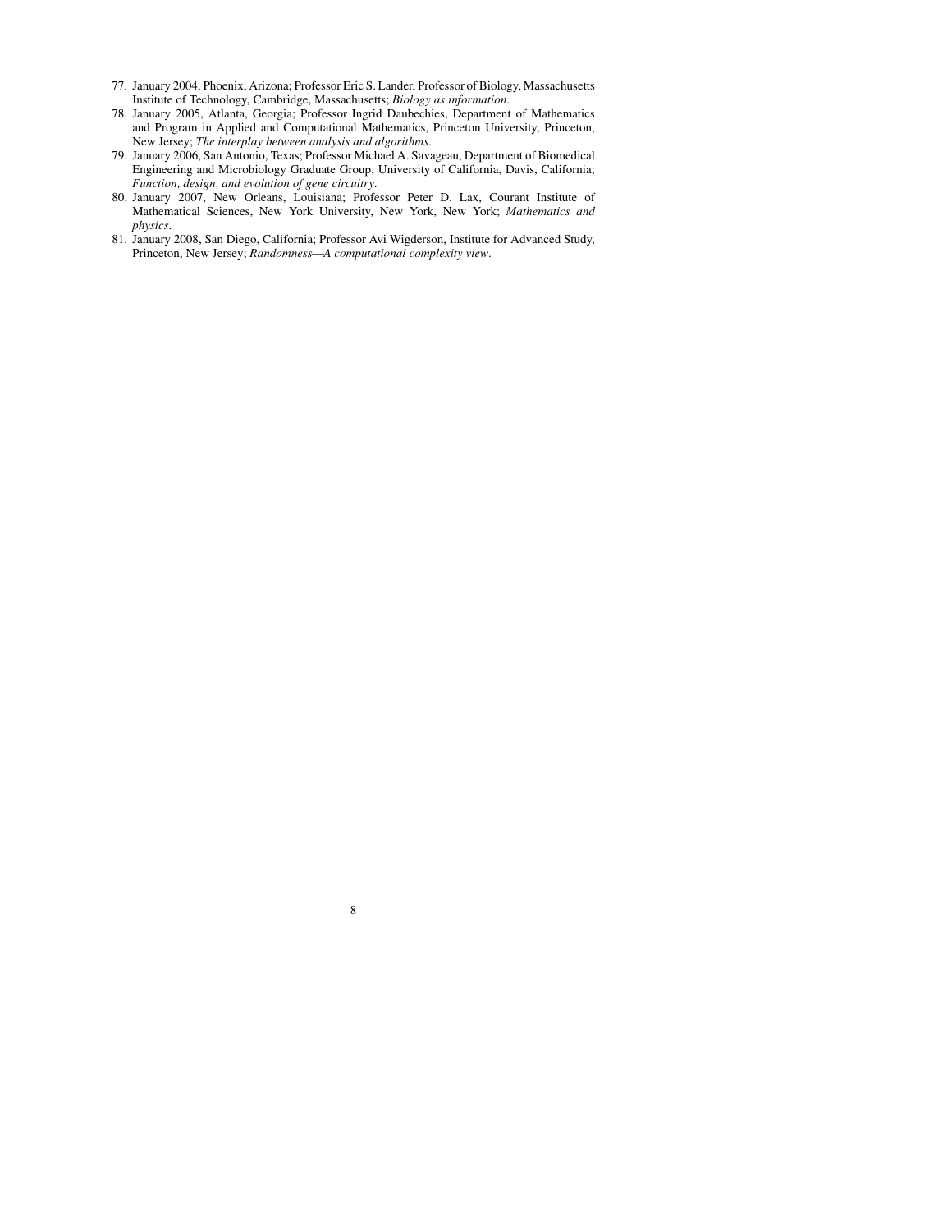77. January 2004, Phoenix, Arizona; Professor Eric S. Lander, Professor of Biology, Massachusetts Institute of Technology, Cambridge, Massachusetts; *Biology as information*.
78. January 2005, Atlanta, Georgia; Professor Ingrid Daubechies, Department of Mathematics and Program in Applied and Computational Mathematics, Princeton University, Princeton, New Jersey; *The interplay between analysis and algorithms*.
79. January 2006, San Antonio, Texas; Professor Michael A. Savageau, Department of Biomedical Engineering and Microbiology Graduate Group, University of California, Davis, California; *Function, design, and evolution of gene circuitry*.
80. January 2007, New Orleans, Louisiana; Professor Peter D. Lax, Courant Institute of Mathematical Sciences, New York University, New York, New York; *Mathematics and physics*.
81. January 2008, San Diego, California; Professor Avi Wigderson, Institute for Advanced Study, Princeton, New Jersey; *Randomness—A computational complexity view*.